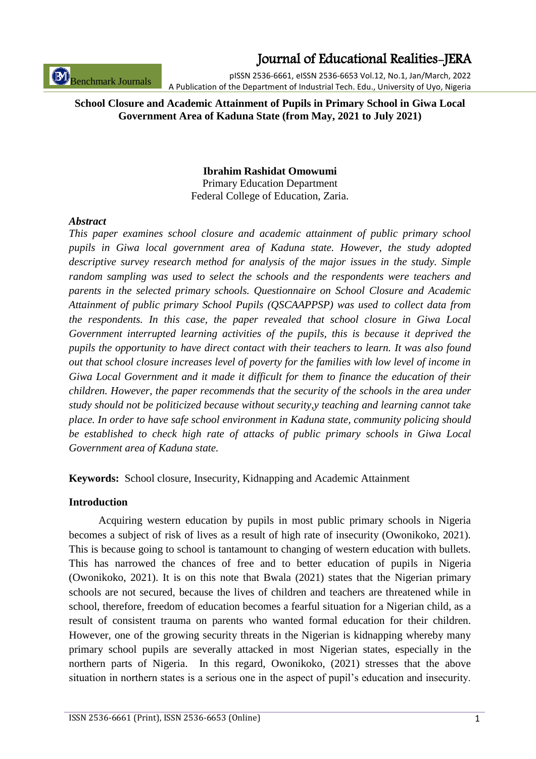# School Closure and Academic Attainment of Pupils in Primary School in Giwa Local Government Area of Kaduna State (from May, 2021 to July 2021)

**Ibrahim Rashidat Omowumi**
Primary Education Department
Federal College of Education, Zaria.

### *Abstract*

*This paper examines school closure and academic attainment of public primary school pupils in Giwa local government area of Kaduna state. However, the study adopted descriptive survey research method for analysis of the major issues in the study. Simple random sampling was used to select the schools and the respondents were teachers and parents in the selected primary schools. Questionnaire on School Closure and Academic Attainment of public primary School Pupils (QSCAAPPSP) was used to collect data from the respondents. In this case, the paper revealed that school closure in Giwa Local Government interrupted learning activities of the pupils, this is because it deprived the pupils the opportunity to have direct contact with their teachers to learn. It was also found out that school closure increases level of poverty for the families with low level of income in Giwa Local Government and it made it difficult for them to finance the education of their children. However, the paper recommends that the security of the schools in the area under study should not be politicized because without security,y teaching and learning cannot take place. In order to have safe school environment in Kaduna state, community policing should be established to check high rate of attacks of public primary schools in Giwa Local Government area of Kaduna state.*

**Keywords:** School closure, Insecurity, Kidnapping and Academic Attainment

## Introduction

Acquiring western education by pupils in most public primary schools in Nigeria becomes a subject of risk of lives as a result of high rate of insecurity (Owonikoko, 2021). This is because going to school is tantamount to changing of western education with bullets. This has narrowed the chances of free and to better education of pupils in Nigeria (Owonikoko, 2021). It is on this note that Bwala (2021) states that the Nigerian primary schools are not secured, because the lives of children and teachers are threatened while in school, therefore, freedom of education becomes a fearful situation for a Nigerian child, as a result of consistent trauma on parents who wanted formal education for their children. However, one of the growing security threats in the Nigerian is kidnapping whereby many primary school pupils are severally attacked in most Nigerian states, especially in the northern parts of Nigeria. In this regard, Owonikoko, (2021) stresses that the above situation in northern states is a serious one in the aspect of pupil's education and insecurity.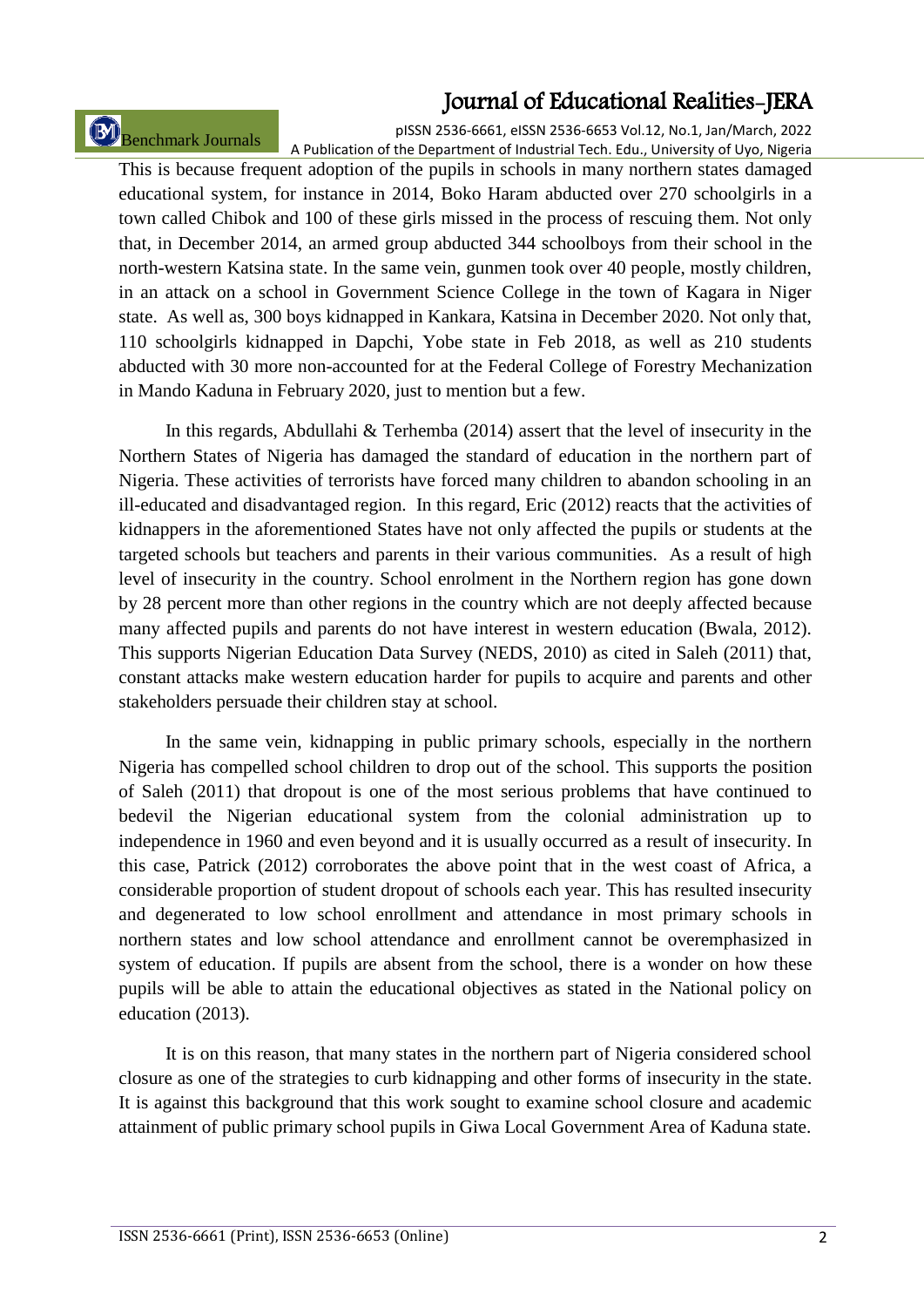This is because frequent adoption of the pupils in schools in many northern states damaged educational system, for instance in 2014, Boko Haram abducted over 270 schoolgirls in a town called Chibok and 100 of these girls missed in the process of rescuing them. Not only that, in December 2014, an armed group abducted 344 schoolboys from their school in the north-western Katsina state. In the same vein, gunmen took over 40 people, mostly children, in an attack on a school in Government Science College in the town of Kagara in Niger state. As well as, 300 boys kidnapped in Kankara, Katsina in December 2020. Not only that, 110 schoolgirls kidnapped in Dapchi, Yobe state in Feb 2018, as well as 210 students abducted with 30 more non-accounted for at the Federal College of Forestry Mechanization in Mando Kaduna in February 2020, just to mention but a few.

In this regards, Abdullahi & Terhemba (2014) assert that the level of insecurity in the Northern States of Nigeria has damaged the standard of education in the northern part of Nigeria. These activities of terrorists have forced many children to abandon schooling in an ill-educated and disadvantaged region. In this regard, Eric (2012) reacts that the activities of kidnappers in the aforementioned States have not only affected the pupils or students at the targeted schools but teachers and parents in their various communities. As a result of high level of insecurity in the country. School enrolment in the Northern region has gone down by 28 percent more than other regions in the country which are not deeply affected because many affected pupils and parents do not have interest in western education (Bwala, 2012). This supports Nigerian Education Data Survey (NEDS, 2010) as cited in Saleh (2011) that, constant attacks make western education harder for pupils to acquire and parents and other stakeholders persuade their children stay at school.

In the same vein, kidnapping in public primary schools, especially in the northern Nigeria has compelled school children to drop out of the school. This supports the position of Saleh (2011) that dropout is one of the most serious problems that have continued to bedevil the Nigerian educational system from the colonial administration up to independence in 1960 and even beyond and it is usually occurred as a result of insecurity. In this case, Patrick (2012) corroborates the above point that in the west coast of Africa, a considerable proportion of student dropout of schools each year. This has resulted insecurity and degenerated to low school enrollment and attendance in most primary schools in northern states and low school attendance and enrollment cannot be overemphasized in system of education. If pupils are absent from the school, there is a wonder on how these pupils will be able to attain the educational objectives as stated in the National policy on education (2013).

It is on this reason, that many states in the northern part of Nigeria considered school closure as one of the strategies to curb kidnapping and other forms of insecurity in the state. It is against this background that this work sought to examine school closure and academic attainment of public primary school pupils in Giwa Local Government Area of Kaduna state.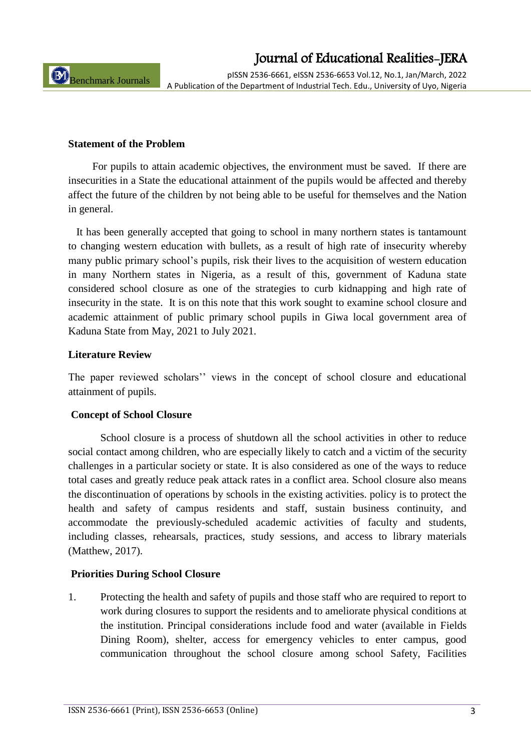## Statement of the Problem

For pupils to attain academic objectives, the environment must be saved. If there are insecurities in a State the educational attainment of the pupils would be affected and thereby affect the future of the children by not being able to be useful for themselves and the Nation in general.

It has been generally accepted that going to school in many northern states is tantamount to changing western education with bullets, as a result of high rate of insecurity whereby many public primary school's pupils, risk their lives to the acquisition of western education in many Northern states in Nigeria, as a result of this, government of Kaduna state considered school closure as one of the strategies to curb kidnapping and high rate of insecurity in the state. It is on this note that this work sought to examine school closure and academic attainment of public primary school pupils in Giwa local government area of Kaduna State from May, 2021 to July 2021.

## Literature Review

The paper reviewed scholars'' views in the concept of school closure and educational attainment of pupils.

### Concept of School Closure

School closure is a process of shutdown all the school activities in other to reduce social contact among children, who are especially likely to catch and a victim of the security challenges in a particular society or state. It is also considered as one of the ways to reduce total cases and greatly reduce peak attack rates in a conflict area. School closure also means the discontinuation of operations by schools in the existing activities. policy is to protect the health and safety of campus residents and staff, sustain business continuity, and accommodate the previously-scheduled academic activities of faculty and students, including classes, rehearsals, practices, study sessions, and access to library materials (Matthew, 2017).

### Priorities During School Closure

1. Protecting the health and safety of pupils and those staff who are required to report to work during closures to support the residents and to ameliorate physical conditions at the institution. Principal considerations include food and water (available in Fields Dining Room), shelter, access for emergency vehicles to enter campus, good communication throughout the school closure among school Safety, Facilities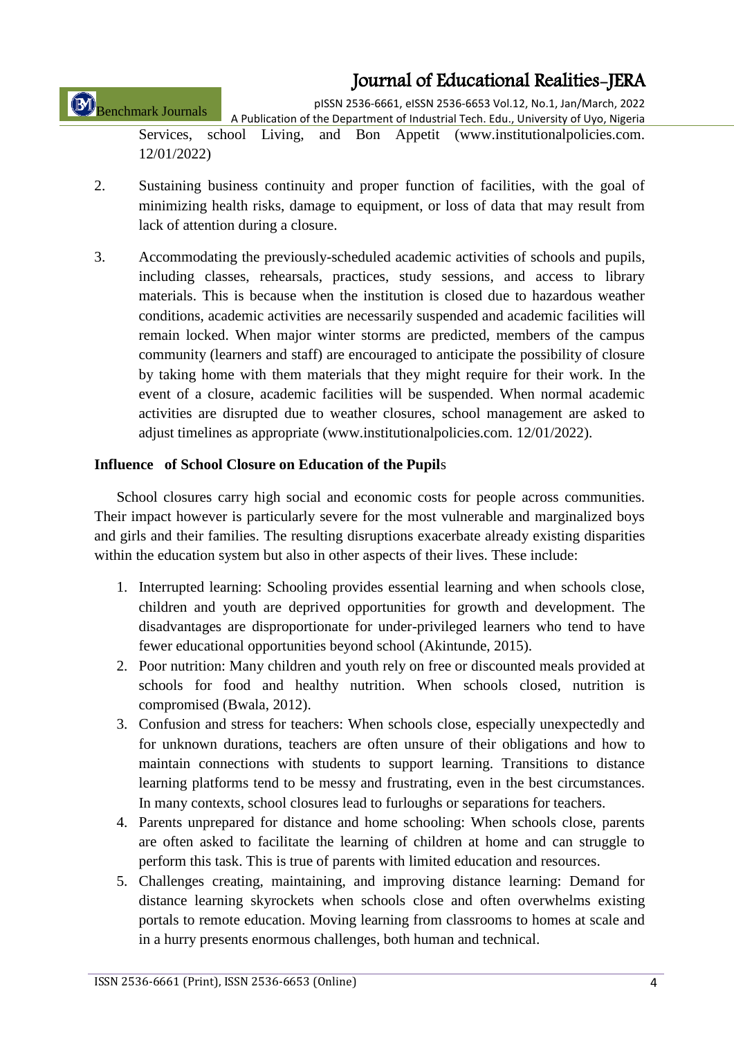Services, school Living, and Bon Appetit (www.institutionalpolicies.com. 12/01/2022)

2. Sustaining business continuity and proper function of facilities, with the goal of minimizing health risks, damage to equipment, or loss of data that may result from lack of attention during a closure.

3. Accommodating the previously-scheduled academic activities of schools and pupils, including classes, rehearsals, practices, study sessions, and access to library materials. This is because when the institution is closed due to hazardous weather conditions, academic activities are necessarily suspended and academic facilities will remain locked. When major winter storms are predicted, members of the campus community (learners and staff) are encouraged to anticipate the possibility of closure by taking home with them materials that they might require for their work. In the event of a closure, academic facilities will be suspended. When normal academic activities are disrupted due to weather closures, school management are asked to adjust timelines as appropriate (www.institutionalpolicies.com. 12/01/2022).

**Influence of School Closure on Education of the Pupil**s

School closures carry high social and economic costs for people across communities. Their impact however is particularly severe for the most vulnerable and marginalized boys and girls and their families. The resulting disruptions exacerbate already existing disparities within the education system but also in other aspects of their lives. These include:

1. Interrupted learning: Schooling provides essential learning and when schools close, children and youth are deprived opportunities for growth and development. The disadvantages are disproportionate for under-privileged learners who tend to have fewer educational opportunities beyond school (Akintunde, 2015).
2. Poor nutrition: Many children and youth rely on free or discounted meals provided at schools for food and healthy nutrition. When schools closed, nutrition is compromised (Bwala, 2012).
3. Confusion and stress for teachers: When schools close, especially unexpectedly and for unknown durations, teachers are often unsure of their obligations and how to maintain connections with students to support learning. Transitions to distance learning platforms tend to be messy and frustrating, even in the best circumstances. In many contexts, school closures lead to furloughs or separations for teachers.
4. Parents unprepared for distance and home schooling: When schools close, parents are often asked to facilitate the learning of children at home and can struggle to perform this task. This is true of parents with limited education and resources.
5. Challenges creating, maintaining, and improving distance learning: Demand for distance learning skyrockets when schools close and often overwhelms existing portals to remote education. Moving learning from classrooms to homes at scale and in a hurry presents enormous challenges, both human and technical.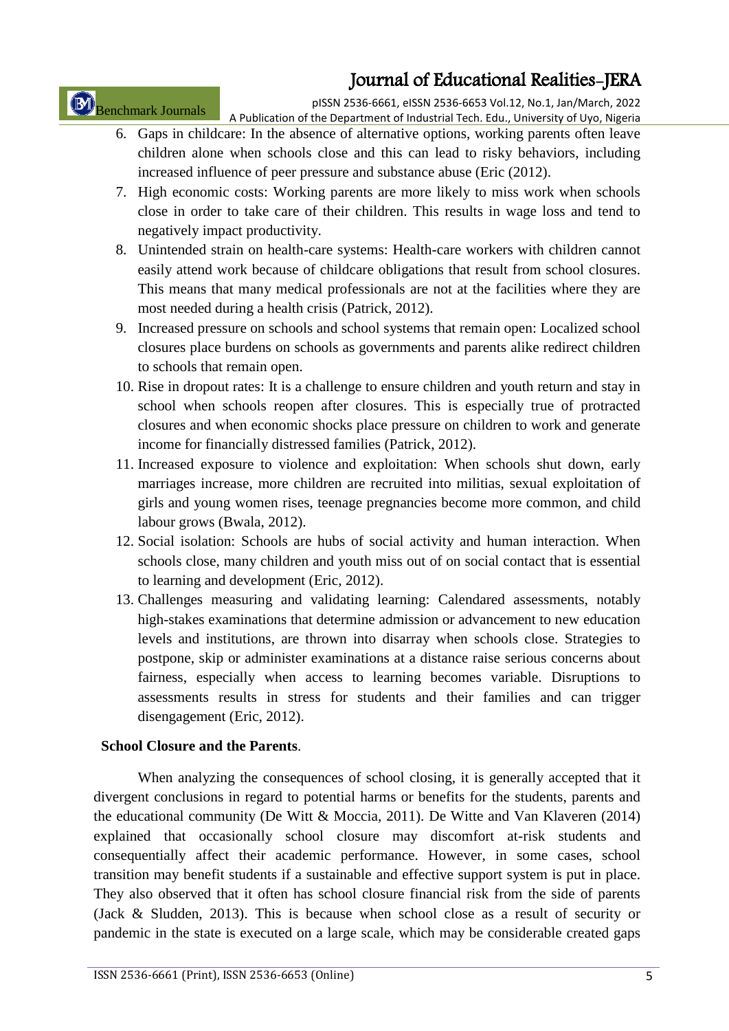6. Gaps in childcare: In the absence of alternative options, working parents often leave children alone when schools close and this can lead to risky behaviors, including increased influence of peer pressure and substance abuse (Eric (2012).
7. High economic costs: Working parents are more likely to miss work when schools close in order to take care of their children. This results in wage loss and tend to negatively impact productivity.
8. Unintended strain on health-care systems: Health-care workers with children cannot easily attend work because of childcare obligations that result from school closures. This means that many medical professionals are not at the facilities where they are most needed during a health crisis (Patrick, 2012).
9. Increased pressure on schools and school systems that remain open: Localized school closures place burdens on schools as governments and parents alike redirect children to schools that remain open.
10. Rise in dropout rates: It is a challenge to ensure children and youth return and stay in school when schools reopen after closures. This is especially true of protracted closures and when economic shocks place pressure on children to work and generate income for financially distressed families (Patrick, 2012).
11. Increased exposure to violence and exploitation: When schools shut down, early marriages increase, more children are recruited into militias, sexual exploitation of girls and young women rises, teenage pregnancies become more common, and child labour grows (Bwala, 2012).
12. Social isolation: Schools are hubs of social activity and human interaction. When schools close, many children and youth miss out of on social contact that is essential to learning and development (Eric, 2012).
13. Challenges measuring and validating learning: Calendared assessments, notably high-stakes examinations that determine admission or advancement to new education levels and institutions, are thrown into disarray when schools close. Strategies to postpone, skip or administer examinations at a distance raise serious concerns about fairness, especially when access to learning becomes variable. Disruptions to assessments results in stress for students and their families and can trigger disengagement (Eric, 2012).

**School Closure and the Parents**.

When analyzing the consequences of school closing, it is generally accepted that it divergent conclusions in regard to potential harms or benefits for the students, parents and the educational community (De Witt & Moccia, 2011). De Witte and Van Klaveren (2014) explained that occasionally school closure may discomfort at-risk students and consequentially affect their academic performance. However, in some cases, school transition may benefit students if a sustainable and effective support system is put in place. They also observed that it often has school closure financial risk from the side of parents (Jack & Sludden, 2013). This is because when school close as a result of security or pandemic in the state is executed on a large scale, which may be considerable created gaps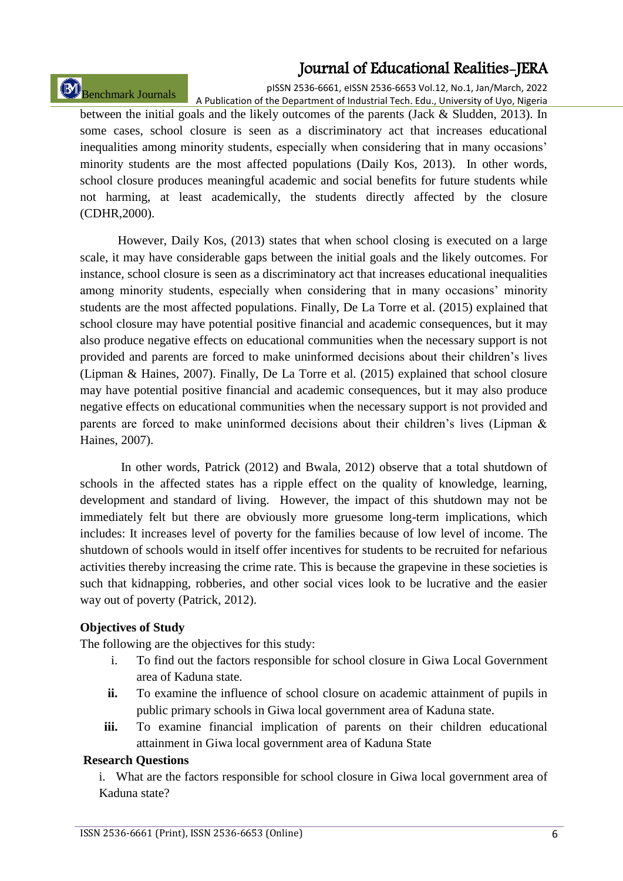between the initial goals and the likely outcomes of the parents (Jack & Sludden, 2013). In some cases, school closure is seen as a discriminatory act that increases educational inequalities among minority students, especially when considering that in many occasions' minority students are the most affected populations (Daily Kos, 2013). In other words, school closure produces meaningful academic and social benefits for future students while not harming, at least academically, the students directly affected by the closure (CDHR,2000).

However, Daily Kos, (2013) states that when school closing is executed on a large scale, it may have considerable gaps between the initial goals and the likely outcomes. For instance, school closure is seen as a discriminatory act that increases educational inequalities among minority students, especially when considering that in many occasions' minority students are the most affected populations. Finally, De La Torre et al. (2015) explained that school closure may have potential positive financial and academic consequences, but it may also produce negative effects on educational communities when the necessary support is not provided and parents are forced to make uninformed decisions about their children's lives (Lipman & Haines, 2007). Finally, De La Torre et al. (2015) explained that school closure may have potential positive financial and academic consequences, but it may also produce negative effects on educational communities when the necessary support is not provided and parents are forced to make uninformed decisions about their children's lives (Lipman & Haines, 2007).

In other words, Patrick (2012) and Bwala, 2012) observe that a total shutdown of schools in the affected states has a ripple effect on the quality of knowledge, learning, development and standard of living. However, the impact of this shutdown may not be immediately felt but there are obviously more gruesome long-term implications, which includes: It increases level of poverty for the families because of low level of income. The shutdown of schools would in itself offer incentives for students to be recruited for nefarious activities thereby increasing the crime rate. This is because the grapevine in these societies is such that kidnapping, robberies, and other social vices look to be lucrative and the easier way out of poverty (Patrick, 2012).

**Objectives of Study**

The following are the objectives for this study:

i. To find out the factors responsible for school closure in Giwa Local Government area of Kaduna state.

**ii.** To examine the influence of school closure on academic attainment of pupils in public primary schools in Giwa local government area of Kaduna state.

**iii.** To examine financial implication of parents on their children educational attainment in Giwa local government area of Kaduna State

**Research Questions**

i. What are the factors responsible for school closure in Giwa local government area of Kaduna state?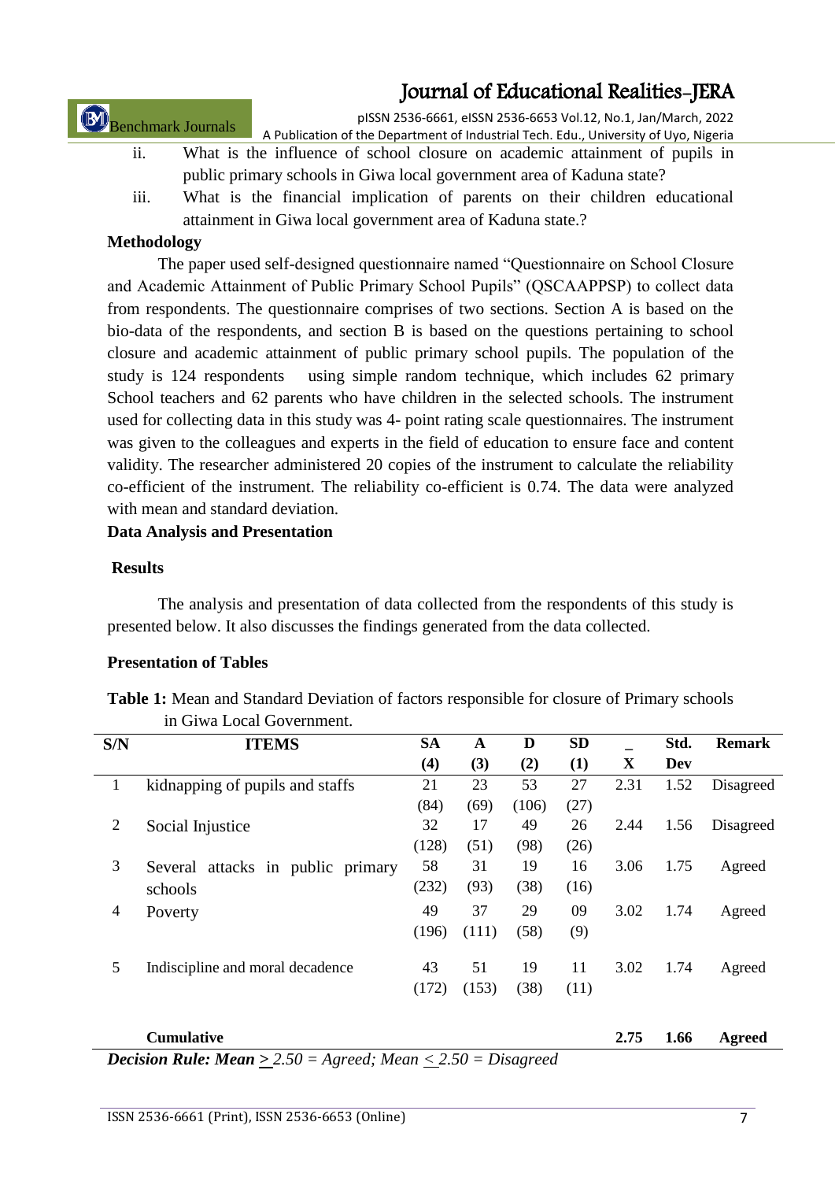ii. What is the influence of school closure on academic attainment of pupils in public primary schools in Giwa local government area of Kaduna state?

iii. What is the financial implication of parents on their children educational attainment in Giwa local government area of Kaduna state.?

**Methodology**

The paper used self-designed questionnaire named "Questionnaire on School Closure and Academic Attainment of Public Primary School Pupils" (QSCAAPPSP) to collect data from respondents. The questionnaire comprises of two sections. Section A is based on the bio-data of the respondents, and section B is based on the questions pertaining to school closure and academic attainment of public primary school pupils. The population of the study is 124 respondents using simple random technique, which includes 62 primary School teachers and 62 parents who have children in the selected schools. The instrument used for collecting data in this study was 4- point rating scale questionnaires. The instrument was given to the colleagues and experts in the field of education to ensure face and content validity. The researcher administered 20 copies of the instrument to calculate the reliability co-efficient of the instrument. The reliability co-efficient is 0.74. The data were analyzed with mean and standard deviation.

**Data Analysis and Presentation**

**Results**

The analysis and presentation of data collected from the respondents of this study is presented below. It also discusses the findings generated from the data collected.

**Presentation of Tables**

**Table 1:** Mean and Standard Deviation of factors responsible for closure of Primary schools in Giwa Local Government.

| S/N | ITEMS | SA (4) | A (3) | D (2) | SD (1) | $\bar{X}$ | Std. Dev | Remark |
|---|---|---|---|---|---|---|---|---|
| 1 | kidnapping of pupils and staffs | 21 (84) | 23 (69) | 53 (106) | 27 (27) | 2.31 | 1.52 | Disagreed |
| 2 | Social Injustice | 32 (128) | 17 (51) | 49 (98) | 26 (26) | 2.44 | 1.56 | Disagreed |
| 3 | Several attacks in public primary schools | 58 (232) | 31 (93) | 19 (38) | 16 (16) | 3.06 | 1.75 | Agreed |
| 4 | Poverty | 49 (196) | 37 (111) | 29 (58) | 09 (9) | 3.02 | 1.74 | Agreed |
| 5 | Indiscipline and moral decadence | 43 (172) | 51 (153) | 19 (38) | 11 (11) | 3.02 | 1.74 | Agreed |
| | **Cumulative** | | | | | **2.75** | **1.66** | **Agreed** |

***Decision Rule: Mean*** $\geq$ *2.50 = Agreed; Mean* $\leq$ *2.50 = Disagreed*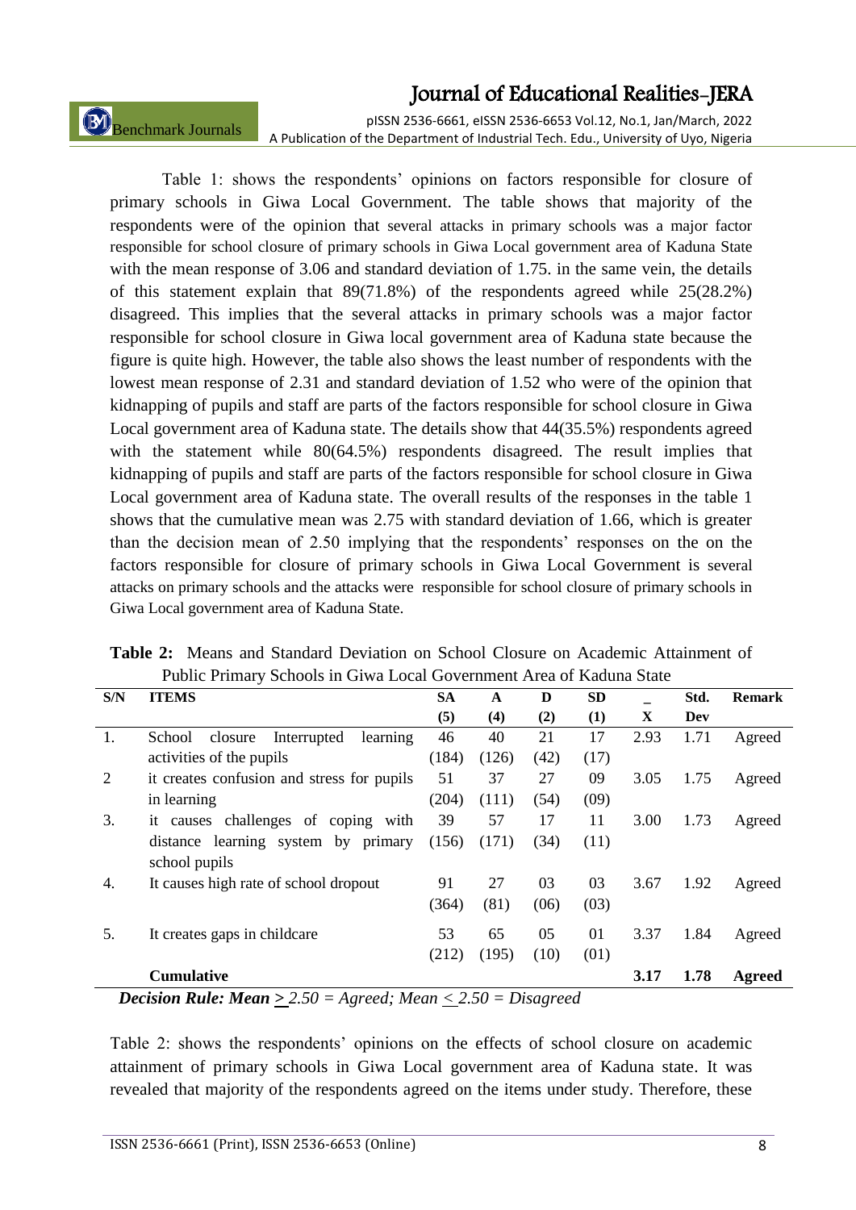Table 1: shows the respondents' opinions on factors responsible for closure of primary schools in Giwa Local Government. The table shows that majority of the respondents were of the opinion that several attacks in primary schools was a major factor responsible for school closure of primary schools in Giwa Local government area of Kaduna State with the mean response of 3.06 and standard deviation of 1.75. in the same vein, the details of this statement explain that 89(71.8%) of the respondents agreed while 25(28.2%) disagreed. This implies that the several attacks in primary schools was a major factor responsible for school closure in Giwa local government area of Kaduna state because the figure is quite high. However, the table also shows the least number of respondents with the lowest mean response of 2.31 and standard deviation of 1.52 who were of the opinion that kidnapping of pupils and staff are parts of the factors responsible for school closure in Giwa Local government area of Kaduna state. The details show that 44(35.5%) respondents agreed with the statement while 80(64.5%) respondents disagreed. The result implies that kidnapping of pupils and staff are parts of the factors responsible for school closure in Giwa Local government area of Kaduna state. The overall results of the responses in the table 1 shows that the cumulative mean was 2.75 with standard deviation of 1.66, which is greater than the decision mean of 2.50 implying that the respondents' responses on the on the factors responsible for closure of primary schools in Giwa Local Government is several attacks on primary schools and the attacks were responsible for school closure of primary schools in Giwa Local government area of Kaduna State.

**Table 2:** Means and Standard Deviation on School Closure on Academic Attainment of Public Primary Schools in Giwa Local Government Area of Kaduna State

| S/N | ITEMS | SA (5) | A (4) | D (2) | SD (1) | $\bar{X}$ | Std. Dev | Remark |
|---|---|---|---|---|---|---|---|---|
| 1. | School closure Interrupted learning activities of the pupils | 46 (184) | 40 (126) | 21 (42) | 17 (17) | 2.93 | 1.71 | Agreed |
| 2 | it creates confusion and stress for pupils in learning | 51 (204) | 37 (111) | 27 (54) | 09 (09) | 3.05 | 1.75 | Agreed |
| 3. | it causes challenges of coping with distance learning system by primary school pupils | 39 (156) | 57 (171) | 17 (34) | 11 (11) | 3.00 | 1.73 | Agreed |
| 4. | It causes high rate of school dropout | 91 (364) | 27 (81) | 03 (06) | 03 (03) | 3.67 | 1.92 | Agreed |
| 5. | It creates gaps in childcare | 53 (212) | 65 (195) | 05 (10) | 01 (01) | 3.37 | 1.84 | Agreed |
| | **Cumulative** | | | | | **3.17** | **1.78** | **Agreed** |

***Decision Rule: Mean** ≥ 2.50 = Agreed; Mean ≤ 2.50 = Disagreed*

Table 2: shows the respondents' opinions on the effects of school closure on academic attainment of primary schools in Giwa Local government area of Kaduna state. It was revealed that majority of the respondents agreed on the items under study. Therefore, these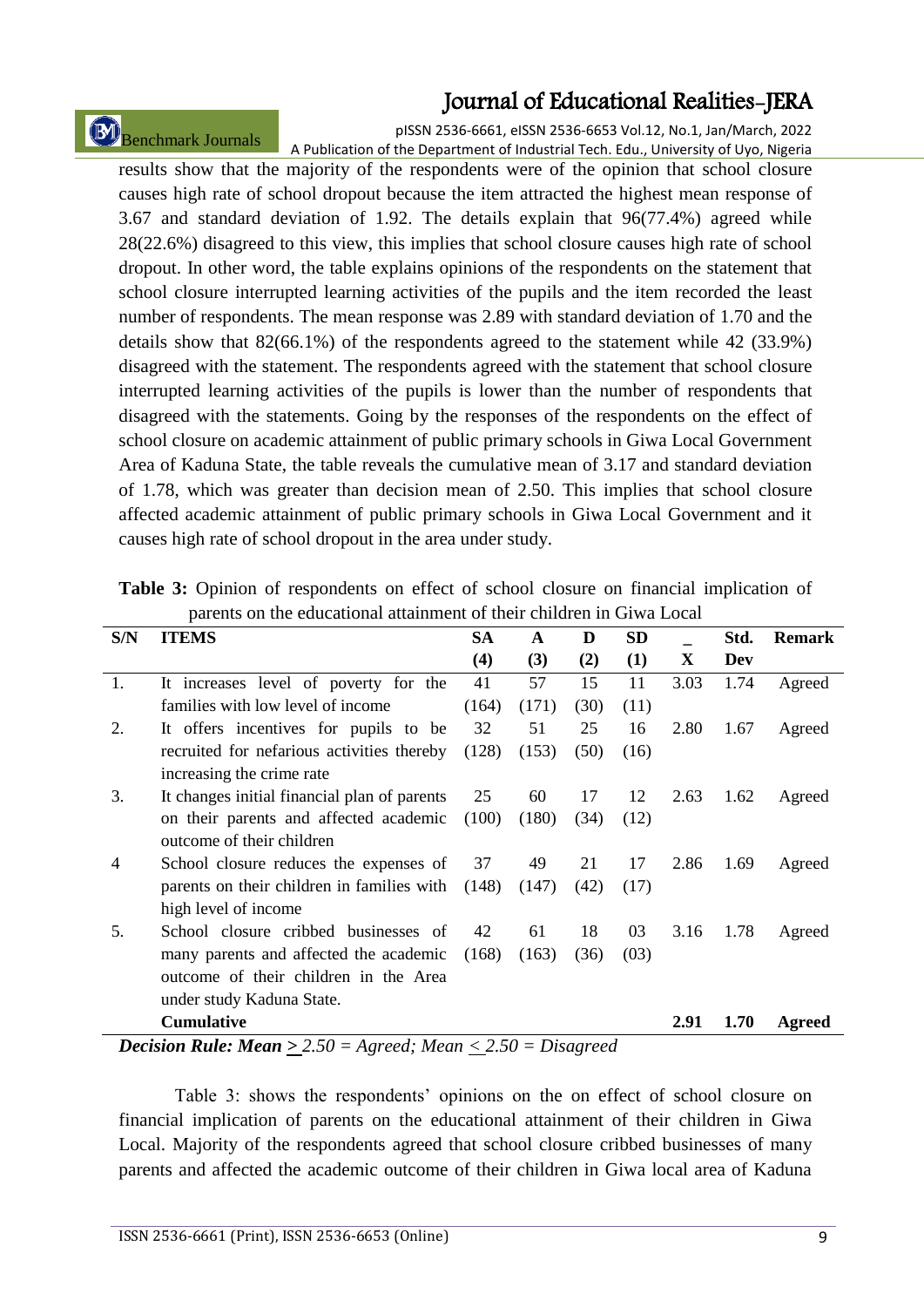results show that the majority of the respondents were of the opinion that school closure causes high rate of school dropout because the item attracted the highest mean response of 3.67 and standard deviation of 1.92. The details explain that 96(77.4%) agreed while 28(22.6%) disagreed to this view, this implies that school closure causes high rate of school dropout. In other word, the table explains opinions of the respondents on the statement that school closure interrupted learning activities of the pupils and the item recorded the least number of respondents. The mean response was 2.89 with standard deviation of 1.70 and the details show that 82(66.1%) of the respondents agreed to the statement while 42 (33.9%) disagreed with the statement. The respondents agreed with the statement that school closure interrupted learning activities of the pupils is lower than the number of respondents that disagreed with the statements. Going by the responses of the respondents on the effect of school closure on academic attainment of public primary schools in Giwa Local Government Area of Kaduna State, the table reveals the cumulative mean of 3.17 and standard deviation of 1.78, which was greater than decision mean of 2.50. This implies that school closure affected academic attainment of public primary schools in Giwa Local Government and it causes high rate of school dropout in the area under study.

**Table 3:** Opinion of respondents on effect of school closure on financial implication of parents on the educational attainment of their children in Giwa Local

| S/N | ITEMS | SA (4) | A (3) | D (2) | SD (1) | $\bar{X}$ | Std. Dev | Remark |
|---|---|---|---|---|---|---|---|---|
| 1. | It increases level of poverty for the families with low level of income | 41 (164) | 57 (171) | 15 (30) | 11 (11) | 3.03 | 1.74 | Agreed |
| 2. | It offers incentives for pupils to be recruited for nefarious activities thereby increasing the crime rate | 32 (128) | 51 (153) | 25 (50) | 16 (16) | 2.80 | 1.67 | Agreed |
| 3. | It changes initial financial plan of parents on their parents and affected academic outcome of their children | 25 (100) | 60 (180) | 17 (34) | 12 (12) | 2.63 | 1.62 | Agreed |
| 4 | School closure reduces the expenses of parents on their children in families with high level of income | 37 (148) | 49 (147) | 21 (42) | 17 (17) | 2.86 | 1.69 | Agreed |
| 5. | School closure cribbed businesses of many parents and affected the academic outcome of their children in the Area under study Kaduna State. | 42 (168) | 61 (163) | 18 (36) | 03 (03) | 3.16 | 1.78 | Agreed |
| | **Cumulative** | | | | | **2.91** | **1.70** | **Agreed** |

***Decision Rule: Mean* ≥ *2.50 = Agreed; Mean* ≤ *2.50 = Disagreed***

Table 3: shows the respondents' opinions on the on effect of school closure on financial implication of parents on the educational attainment of their children in Giwa Local. Majority of the respondents agreed that school closure cribbed businesses of many parents and affected the academic outcome of their children in Giwa local area of Kaduna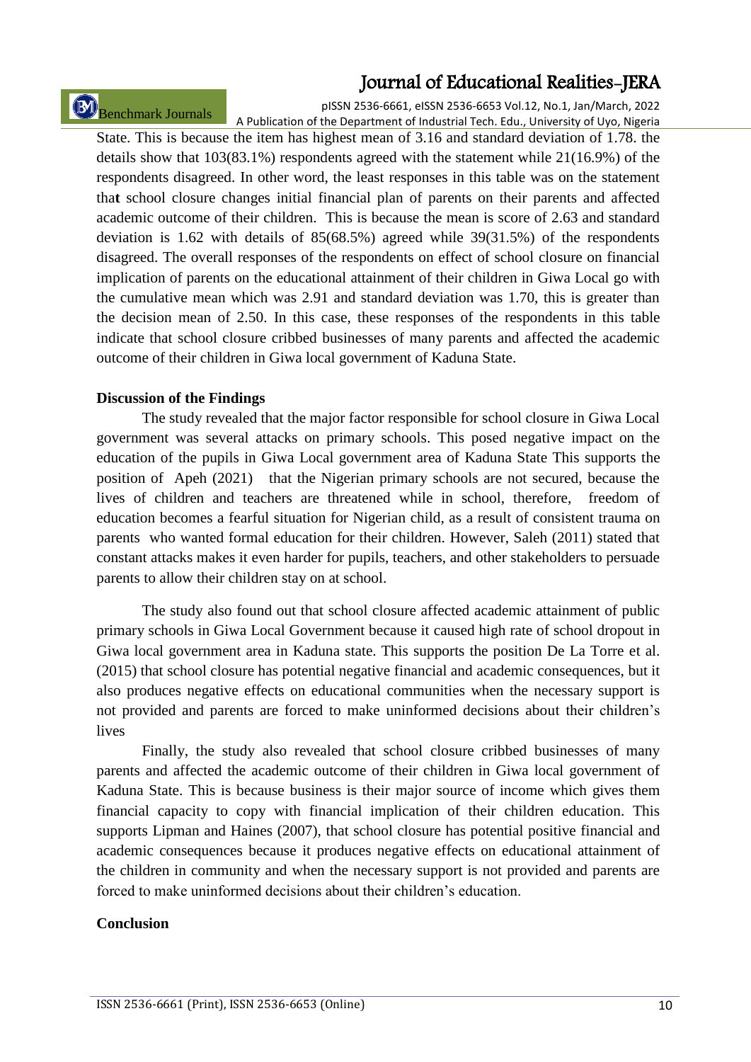State. This is because the item has highest mean of 3.16 and standard deviation of 1.78. the details show that 103(83.1%) respondents agreed with the statement while 21(16.9%) of the respondents disagreed. In other word, the least responses in this table was on the statement tha**t** school closure changes initial financial plan of parents on their parents and affected academic outcome of their children. This is because the mean is score of 2.63 and standard deviation is 1.62 with details of 85(68.5%) agreed while 39(31.5%) of the respondents disagreed. The overall responses of the respondents on effect of school closure on financial implication of parents on the educational attainment of their children in Giwa Local go with the cumulative mean which was 2.91 and standard deviation was 1.70, this is greater than the decision mean of 2.50. In this case, these responses of the respondents in this table indicate that school closure cribbed businesses of many parents and affected the academic outcome of their children in Giwa local government of Kaduna State.

**Discussion of the Findings**

The study revealed that the major factor responsible for school closure in Giwa Local government was several attacks on primary schools. This posed negative impact on the education of the pupils in Giwa Local government area of Kaduna State This supports the position of Apeh (2021) that the Nigerian primary schools are not secured, because the lives of children and teachers are threatened while in school, therefore, freedom of education becomes a fearful situation for Nigerian child, as a result of consistent trauma on parents who wanted formal education for their children. However, Saleh (2011) stated that constant attacks makes it even harder for pupils, teachers, and other stakeholders to persuade parents to allow their children stay on at school.

The study also found out that school closure affected academic attainment of public primary schools in Giwa Local Government because it caused high rate of school dropout in Giwa local government area in Kaduna state. This supports the position De La Torre et al. (2015) that school closure has potential negative financial and academic consequences, but it also produces negative effects on educational communities when the necessary support is not provided and parents are forced to make uninformed decisions about their children's lives

Finally, the study also revealed that school closure cribbed businesses of many parents and affected the academic outcome of their children in Giwa local government of Kaduna State. This is because business is their major source of income which gives them financial capacity to copy with financial implication of their children education. This supports Lipman and Haines (2007), that school closure has potential positive financial and academic consequences because it produces negative effects on educational attainment of the children in community and when the necessary support is not provided and parents are forced to make uninformed decisions about their children's education.

**Conclusion**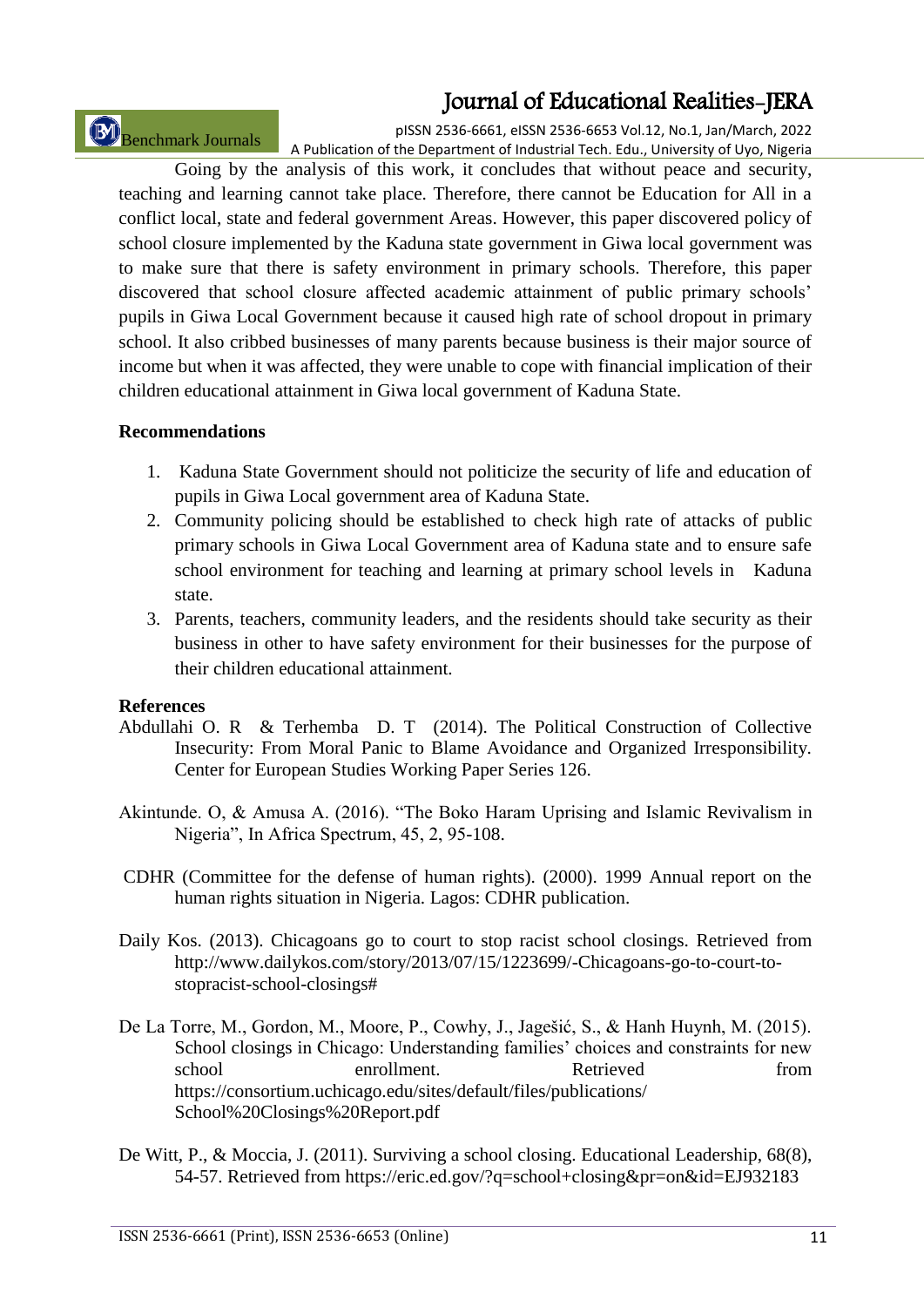Going by the analysis of this work, it concludes that without peace and security, teaching and learning cannot take place. Therefore, there cannot be Education for All in a conflict local, state and federal government Areas. However, this paper discovered policy of school closure implemented by the Kaduna state government in Giwa local government was to make sure that there is safety environment in primary schools. Therefore, this paper discovered that school closure affected academic attainment of public primary schools' pupils in Giwa Local Government because it caused high rate of school dropout in primary school. It also cribbed businesses of many parents because business is their major source of income but when it was affected, they were unable to cope with financial implication of their children educational attainment in Giwa local government of Kaduna State.

**Recommendations**

1. Kaduna State Government should not politicize the security of life and education of pupils in Giwa Local government area of Kaduna State.
2. Community policing should be established to check high rate of attacks of public primary schools in Giwa Local Government area of Kaduna state and to ensure safe school environment for teaching and learning at primary school levels in Kaduna state.
3. Parents, teachers, community leaders, and the residents should take security as their business in other to have safety environment for their businesses for the purpose of their children educational attainment.

**References**

Abdullahi O. R & Terhemba D. T (2014). The Political Construction of Collective Insecurity: From Moral Panic to Blame Avoidance and Organized Irresponsibility. Center for European Studies Working Paper Series 126.

Akintunde. O, & Amusa A. (2016). "The Boko Haram Uprising and Islamic Revivalism in Nigeria", In Africa Spectrum, 45, 2, 95-108.

CDHR (Committee for the defense of human rights). (2000). 1999 Annual report on the human rights situation in Nigeria. Lagos: CDHR publication.

Daily Kos. (2013). Chicagoans go to court to stop racist school closings. Retrieved from http://www.dailykos.com/story/2013/07/15/1223699/-Chicagoans-go-to-court-to-stopracist-school-closings#

De La Torre, M., Gordon, M., Moore, P., Cowhy, J., Jagešić, S., & Hanh Huynh, M. (2015). School closings in Chicago: Understanding families' choices and constraints for new school enrollment. Retrieved from https://consortium.uchicago.edu/sites/default/files/publications/School%20Closings%20Report.pdf

De Witt, P., & Moccia, J. (2011). Surviving a school closing. Educational Leadership, 68(8), 54-57. Retrieved from https://eric.ed.gov/?q=school+closing&pr=on&id=EJ932183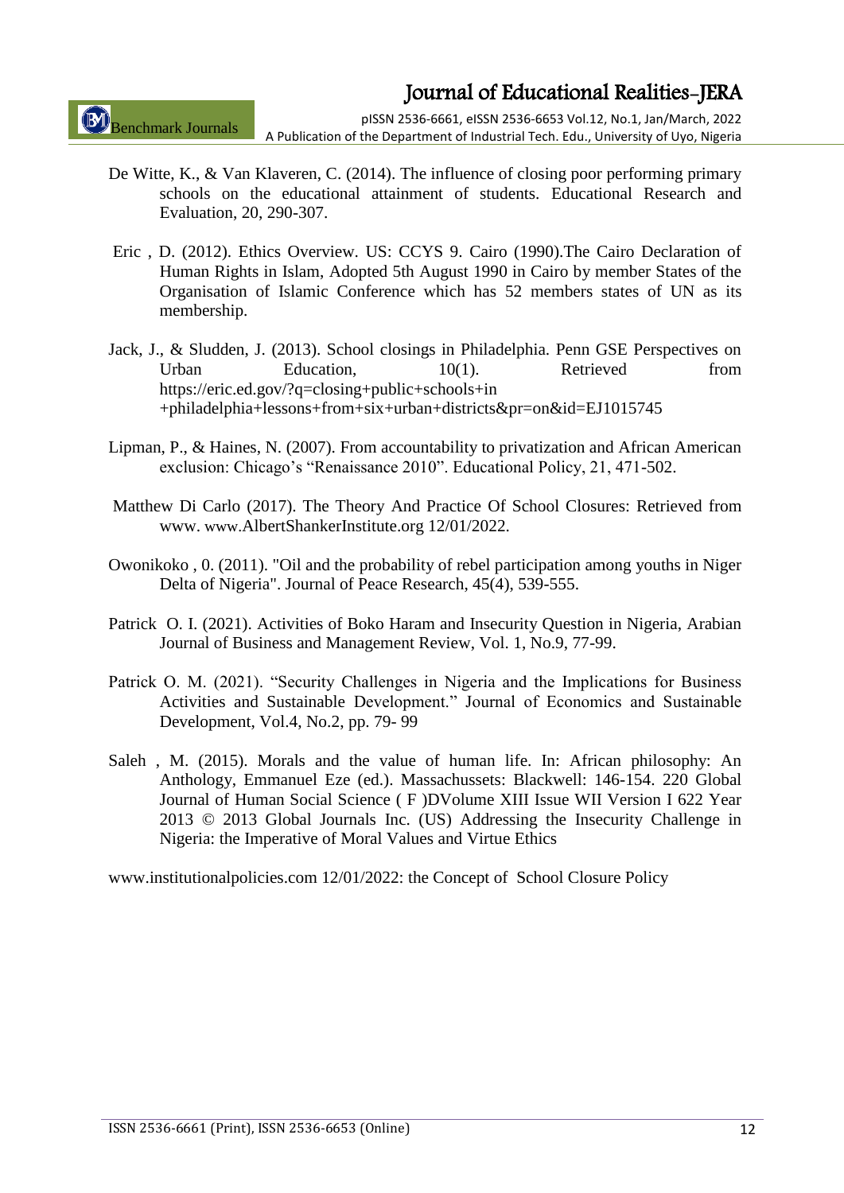De Witte, K., & Van Klaveren, C. (2014). The influence of closing poor performing primary schools on the educational attainment of students. Educational Research and Evaluation, 20, 290-307.

Eric , D. (2012). Ethics Overview. US: CCYS 9. Cairo (1990).The Cairo Declaration of Human Rights in Islam, Adopted 5th August 1990 in Cairo by member States of the Organisation of Islamic Conference which has 52 members states of UN as its membership.

Jack, J., & Sludden, J. (2013). School closings in Philadelphia. Penn GSE Perspectives on Urban Education, 10(1). Retrieved from https://eric.ed.gov/?q=closing+public+schools+in +philadelphia+lessons+from+six+urban+districts&pr=on&id=EJ1015745

Lipman, P., & Haines, N. (2007). From accountability to privatization and African American exclusion: Chicago's "Renaissance 2010". Educational Policy, 21, 471-502.

Matthew Di Carlo (2017). The Theory And Practice Of School Closures: Retrieved from www. www.AlbertShankerInstitute.org 12/01/2022.

Owonikoko , 0. (2011). "Oil and the probability of rebel participation among youths in Niger Delta of Nigeria". Journal of Peace Research, 45(4), 539-555.

Patrick O. I. (2021). Activities of Boko Haram and Insecurity Question in Nigeria, Arabian Journal of Business and Management Review, Vol. 1, No.9, 77-99.

Patrick O. M. (2021). "Security Challenges in Nigeria and the Implications for Business Activities and Sustainable Development." Journal of Economics and Sustainable Development, Vol.4, No.2, pp. 79- 99

Saleh , M. (2015). Morals and the value of human life. In: African philosophy: An Anthology, Emmanuel Eze (ed.). Massachussets: Blackwell: 146-154. 220 Global Journal of Human Social Science ( F )DVolume XIII Issue WII Version I 622 Year 2013 © 2013 Global Journals Inc. (US) Addressing the Insecurity Challenge in Nigeria: the Imperative of Moral Values and Virtue Ethics

www.institutionalpolicies.com 12/01/2022: the Concept of School Closure Policy